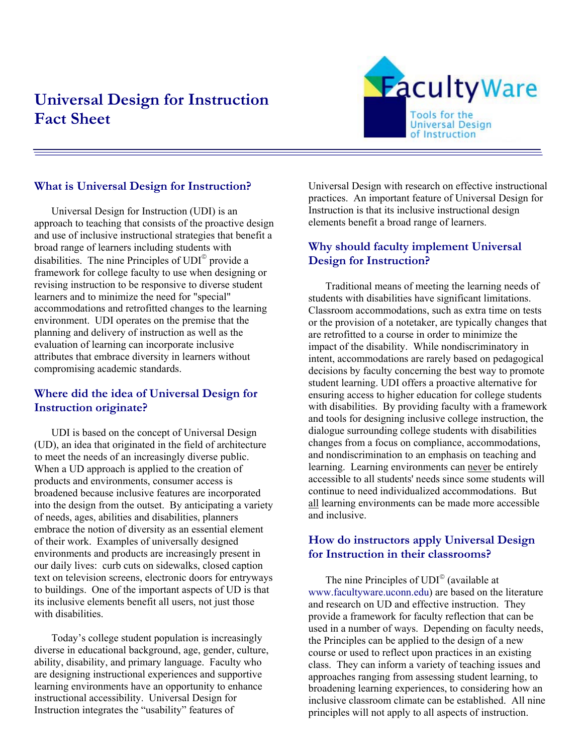# Universal Design for Instruction Fact Sheet

FacultyWare
Tools for the Universal Design of Instruction

## What is Universal Design for Instruction?

Universal Design for Instruction (UDI) is an approach to teaching that consists of the proactive design and use of inclusive instructional strategies that benefit a broad range of learners including students with disabilities. The nine Principles of UDI© provide a framework for college faculty to use when designing or revising instruction to be responsive to diverse student learners and to minimize the need for "special" accommodations and retrofitted changes to the learning environment. UDI operates on the premise that the planning and delivery of instruction as well as the evaluation of learning can incorporate inclusive attributes that embrace diversity in learners without compromising academic standards.

## Where did the idea of Universal Design for Instruction originate?

UDI is based on the concept of Universal Design (UD), an idea that originated in the field of architecture to meet the needs of an increasingly diverse public. When a UD approach is applied to the creation of products and environments, consumer access is broadened because inclusive features are incorporated into the design from the outset. By anticipating a variety of needs, ages, abilities and disabilities, planners embrace the notion of diversity as an essential element of their work. Examples of universally designed environments and products are increasingly present in our daily lives: curb cuts on sidewalks, closed caption text on television screens, electronic doors for entryways to buildings. One of the important aspects of UD is that its inclusive elements benefit all users, not just those with disabilities.

Today's college student population is increasingly diverse in educational background, age, gender, culture, ability, disability, and primary language. Faculty who are designing instructional experiences and supportive learning environments have an opportunity to enhance instructional accessibility. Universal Design for Instruction integrates the "usability" features of Universal Design with research on effective instructional practices. An important feature of Universal Design for Instruction is that its inclusive instructional design elements benefit a broad range of learners.

## Why should faculty implement Universal Design for Instruction?

Traditional means of meeting the learning needs of students with disabilities have significant limitations. Classroom accommodations, such as extra time on tests or the provision of a notetaker, are typically changes that are retrofitted to a course in order to minimize the impact of the disability. While nondiscriminatory in intent, accommodations are rarely based on pedagogical decisions by faculty concerning the best way to promote student learning. UDI offers a proactive alternative for ensuring access to higher education for college students with disabilities. By providing faculty with a framework and tools for designing inclusive college instruction, the dialogue surrounding college students with disabilities changes from a focus on compliance, accommodations, and nondiscrimination to an emphasis on teaching and learning. Learning environments can never be entirely accessible to all students' needs since some students will continue to need individualized accommodations. But all learning environments can be made more accessible and inclusive.

## How do instructors apply Universal Design for Instruction in their classrooms?

The nine Principles of UDI© (available at www.facultyware.uconn.edu) are based on the literature and research on UD and effective instruction. They provide a framework for faculty reflection that can be used in a number of ways. Depending on faculty needs, the Principles can be applied to the design of a new course or used to reflect upon practices in an existing class. They can inform a variety of teaching issues and approaches ranging from assessing student learning, to broadening learning experiences, to considering how an inclusive classroom climate can be established. All nine principles will not apply to all aspects of instruction.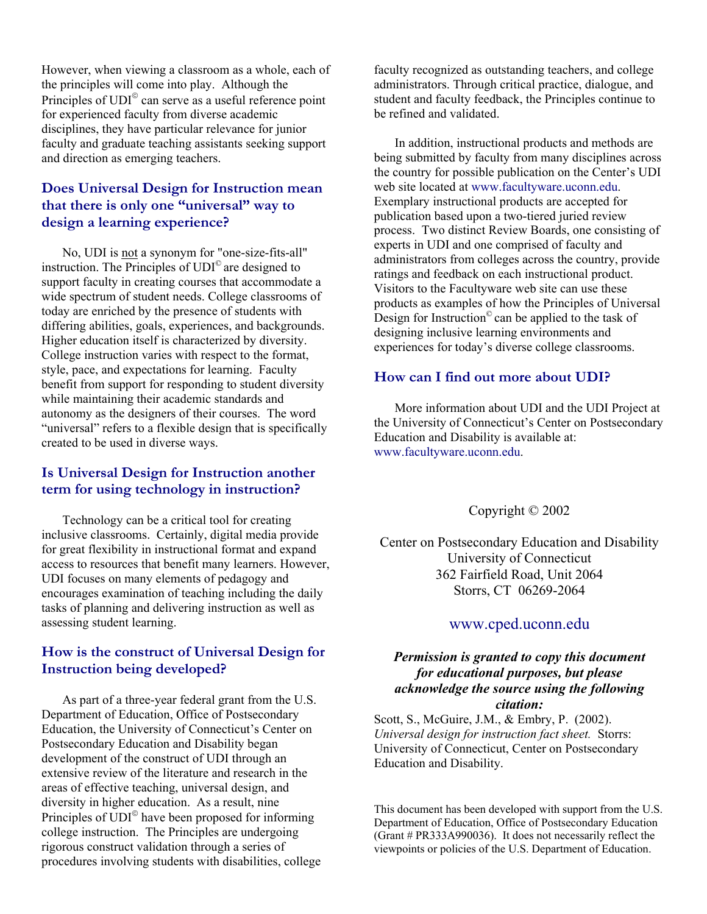However, when viewing a classroom as a whole, each of the principles will come into play. Although the Principles of UDI© can serve as a useful reference point for experienced faculty from diverse academic disciplines, they have particular relevance for junior faculty and graduate teaching assistants seeking support and direction as emerging teachers.

## Does Universal Design for Instruction mean that there is only one "universal" way to design a learning experience?

No, UDI is not a synonym for "one-size-fits-all" instruction. The Principles of UDI© are designed to support faculty in creating courses that accommodate a wide spectrum of student needs. College classrooms of today are enriched by the presence of students with differing abilities, goals, experiences, and backgrounds. Higher education itself is characterized by diversity. College instruction varies with respect to the format, style, pace, and expectations for learning. Faculty benefit from support for responding to student diversity while maintaining their academic standards and autonomy as the designers of their courses. The word "universal" refers to a flexible design that is specifically created to be used in diverse ways.

## Is Universal Design for Instruction another term for using technology in instruction?

Technology can be a critical tool for creating inclusive classrooms. Certainly, digital media provide for great flexibility in instructional format and expand access to resources that benefit many learners. However, UDI focuses on many elements of pedagogy and encourages examination of teaching including the daily tasks of planning and delivering instruction as well as assessing student learning.

## How is the construct of Universal Design for Instruction being developed?

As part of a three-year federal grant from the U.S. Department of Education, Office of Postsecondary Education, the University of Connecticut's Center on Postsecondary Education and Disability began development of the construct of UDI through an extensive review of the literature and research in the areas of effective teaching, universal design, and diversity in higher education. As a result, nine Principles of UDI© have been proposed for informing college instruction. The Principles are undergoing rigorous construct validation through a series of procedures involving students with disabilities, college faculty recognized as outstanding teachers, and college administrators. Through critical practice, dialogue, and student and faculty feedback, the Principles continue to be refined and validated.

In addition, instructional products and methods are being submitted by faculty from many disciplines across the country for possible publication on the Center's UDI web site located at www.facultyware.uconn.edu. Exemplary instructional products are accepted for publication based upon a two-tiered juried review process. Two distinct Review Boards, one consisting of experts in UDI and one comprised of faculty and administrators from colleges across the country, provide ratings and feedback on each instructional product. Visitors to the Facultyware web site can use these products as examples of how the Principles of Universal Design for Instruction© can be applied to the task of designing inclusive learning environments and experiences for today's diverse college classrooms.

## How can I find out more about UDI?

More information about UDI and the UDI Project at the University of Connecticut's Center on Postsecondary Education and Disability is available at: www.facultyware.uconn.edu.

Copyright © 2002

Center on Postsecondary Education and Disability
University of Connecticut
362 Fairfield Road, Unit 2064
Storrs, CT 06269-2064

www.cped.uconn.edu

***Permission is granted to copy this document for educational purposes, but please acknowledge the source using the following citation:***

Scott, S., McGuire, J.M., & Embry, P. (2002). *Universal design for instruction fact sheet.* Storrs: University of Connecticut, Center on Postsecondary Education and Disability.

This document has been developed with support from the U.S. Department of Education, Office of Postsecondary Education (Grant # PR333A990036). It does not necessarily reflect the viewpoints or policies of the U.S. Department of Education.